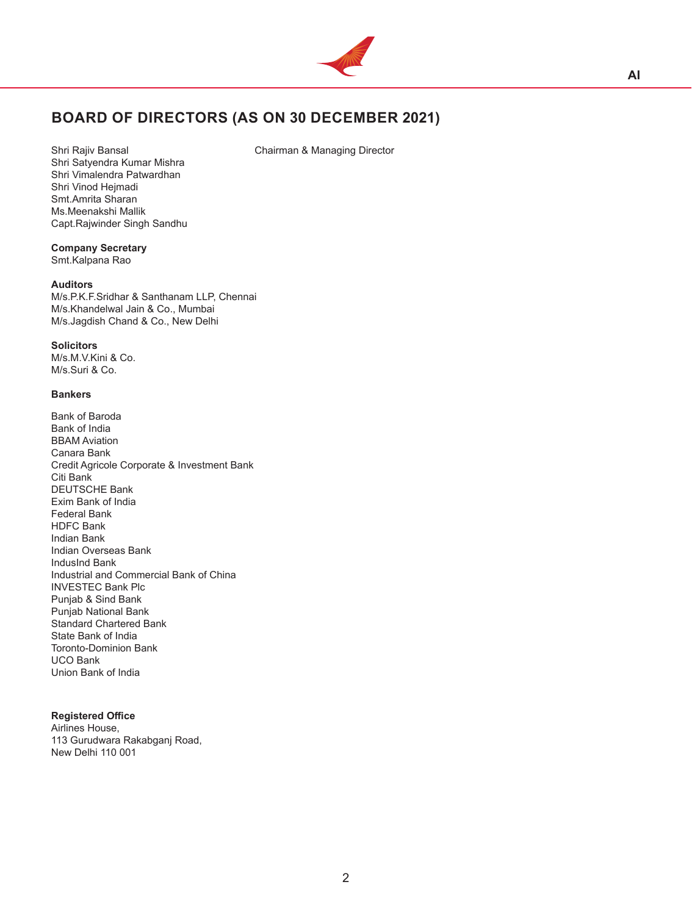# BOARD OF DIRECTORS (AS ON 30 DECEMBER 2021)

Shri Rajiv Bansal — Chairman & Managing Director
Shri Satyendra Kumar Mishra
Shri Vimalendra Patwardhan
Shri Vinod Hejmadi
Smt.Amrita Sharan
Ms.Meenakshi Mallik
Capt.Rajwinder Singh Sandhu

**Company Secretary**
Smt.Kalpana Rao

**Auditors**
M/s.P.K.F.Sridhar & Santhanam LLP, Chennai
M/s.Khandelwal Jain & Co., Mumbai
M/s.Jagdish Chand & Co., New Delhi

**Solicitors**
M/s.M.V.Kini & Co.
M/s.Suri & Co.

**Bankers**

Bank of Baroda
Bank of India
BBAM Aviation
Canara Bank
Credit Agricole Corporate & Investment Bank
Citi Bank
DEUTSCHE Bank
Exim Bank of India
Federal Bank
HDFC Bank
Indian Bank
Indian Overseas Bank
IndusInd Bank
Industrial and Commercial Bank of China
INVESTEC Bank Plc
Punjab & Sind Bank
Punjab National Bank
Standard Chartered Bank
State Bank of India
Toronto-Dominion Bank
UCO Bank
Union Bank of India

**Registered Office**
Airlines House,
113 Gurudwara Rakabganj Road,
New Delhi 110 001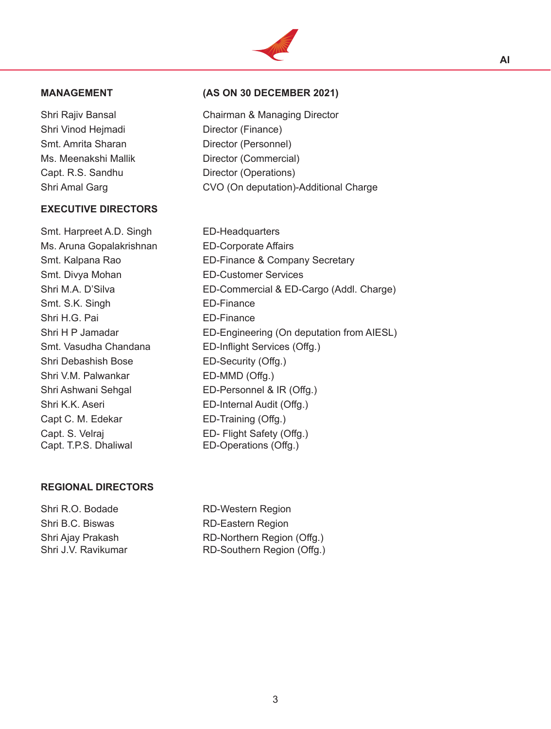## MANAGEMENT (AS ON 30 DECEMBER 2021)

| | |
|---|---|
| Shri Rajiv Bansal | Chairman & Managing Director |
| Shri Vinod Hejmadi | Director (Finance) |
| Smt. Amrita Sharan | Director (Personnel) |
| Ms. Meenakshi Mallik | Director (Commercial) |
| Capt. R.S. Sandhu | Director (Operations) |
| Shri Amal Garg | CVO (On deputation)-Additional Charge |

## EXECUTIVE DIRECTORS

| | |
|---|---|
| Smt. Harpreet A.D. Singh | ED-Headquarters |
| Ms. Aruna Gopalakrishnan | ED-Corporate Affairs |
| Smt. Kalpana Rao | ED-Finance & Company Secretary |
| Smt. Divya Mohan | ED-Customer Services |
| Shri M.A. D'Silva | ED-Commercial & ED-Cargo (Addl. Charge) |
| Smt. S.K. Singh | ED-Finance |
| Shri H.G. Pai | ED-Finance |
| Shri H P Jamadar | ED-Engineering (On deputation from AIESL) |
| Smt. Vasudha Chandana | ED-Inflight Services (Offg.) |
| Shri Debashish Bose | ED-Security (Offg.) |
| Shri V.M. Palwankar | ED-MMD (Offg.) |
| Shri Ashwani Sehgal | ED-Personnel & IR (Offg.) |
| Shri K.K. Aseri | ED-Internal Audit (Offg.) |
| Capt C. M. Edekar | ED-Training (Offg.) |
| Capt. S. Velraj | ED- Flight Safety (Offg.) |
| Capt. T.P.S. Dhaliwal | ED-Operations (Offg.) |

## REGIONAL DIRECTORS

| | |
|---|---|
| Shri R.O. Bodade | RD-Western Region |
| Shri B.C. Biswas | RD-Eastern Region |
| Shri Ajay Prakash | RD-Northern Region (Offg.) |
| Shri J.V. Ravikumar | RD-Southern Region (Offg.) |